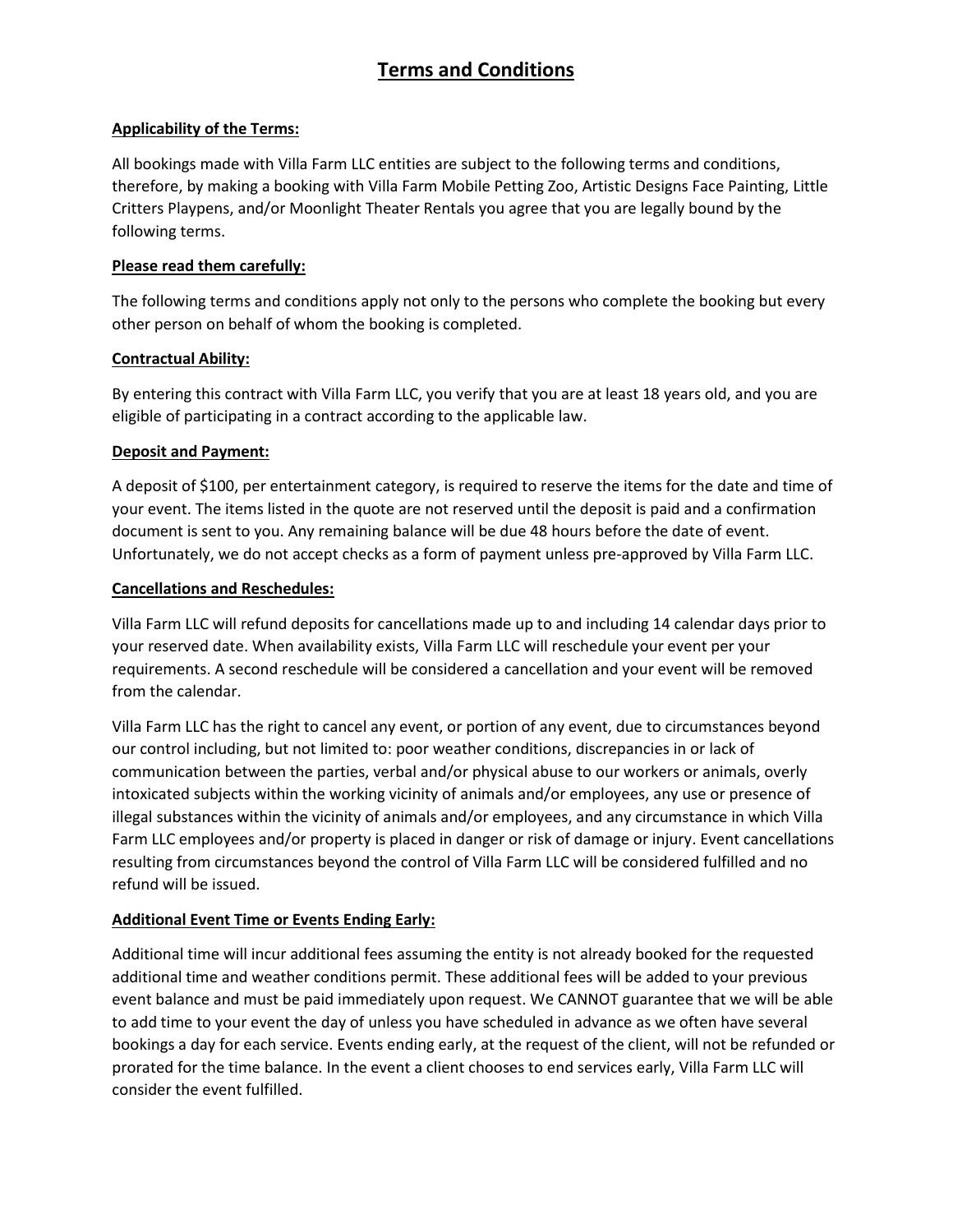# Terms and Conditions

## Applicability of the Terms:

All bookings made with Villa Farm LLC entities are subject to the following terms and conditions, therefore, by making a booking with Villa Farm Mobile Petting Zoo, Artistic Designs Face Painting, Little Critters Playpens, and/or Moonlight Theater Rentals you agree that you are legally bound by the following terms.

## Please read them carefully:

The following terms and conditions apply not only to the persons who complete the booking but every other person on behalf of whom the booking is completed.

## Contractual Ability:

By entering this contract with Villa Farm LLC, you verify that you are at least 18 years old, and you are eligible of participating in a contract according to the applicable law.

## Deposit and Payment:

A deposit of $100, per entertainment category, is required to reserve the items for the date and time of your event. The items listed in the quote are not reserved until the deposit is paid and a confirmation document is sent to you. Any remaining balance will be due 48 hours before the date of event. Unfortunately, we do not accept checks as a form of payment unless pre-approved by Villa Farm LLC.

## Cancellations and Reschedules:

Villa Farm LLC will refund deposits for cancellations made up to and including 14 calendar days prior to your reserved date. When availability exists, Villa Farm LLC will reschedule your event per your requirements. A second reschedule will be considered a cancellation and your event will be removed from the calendar.

Villa Farm LLC has the right to cancel any event, or portion of any event, due to circumstances beyond our control including, but not limited to: poor weather conditions, discrepancies in or lack of communication between the parties, verbal and/or physical abuse to our workers or animals, overly intoxicated subjects within the working vicinity of animals and/or employees, any use or presence of illegal substances within the vicinity of animals and/or employees, and any circumstance in which Villa Farm LLC employees and/or property is placed in danger or risk of damage or injury. Event cancellations resulting from circumstances beyond the control of Villa Farm LLC will be considered fulfilled and no refund will be issued.

## Additional Event Time or Events Ending Early:

Additional time will incur additional fees assuming the entity is not already booked for the requested additional time and weather conditions permit. These additional fees will be added to your previous event balance and must be paid immediately upon request. We CANNOT guarantee that we will be able to add time to your event the day of unless you have scheduled in advance as we often have several bookings a day for each service. Events ending early, at the request of the client, will not be refunded or prorated for the time balance. In the event a client chooses to end services early, Villa Farm LLC will consider the event fulfilled.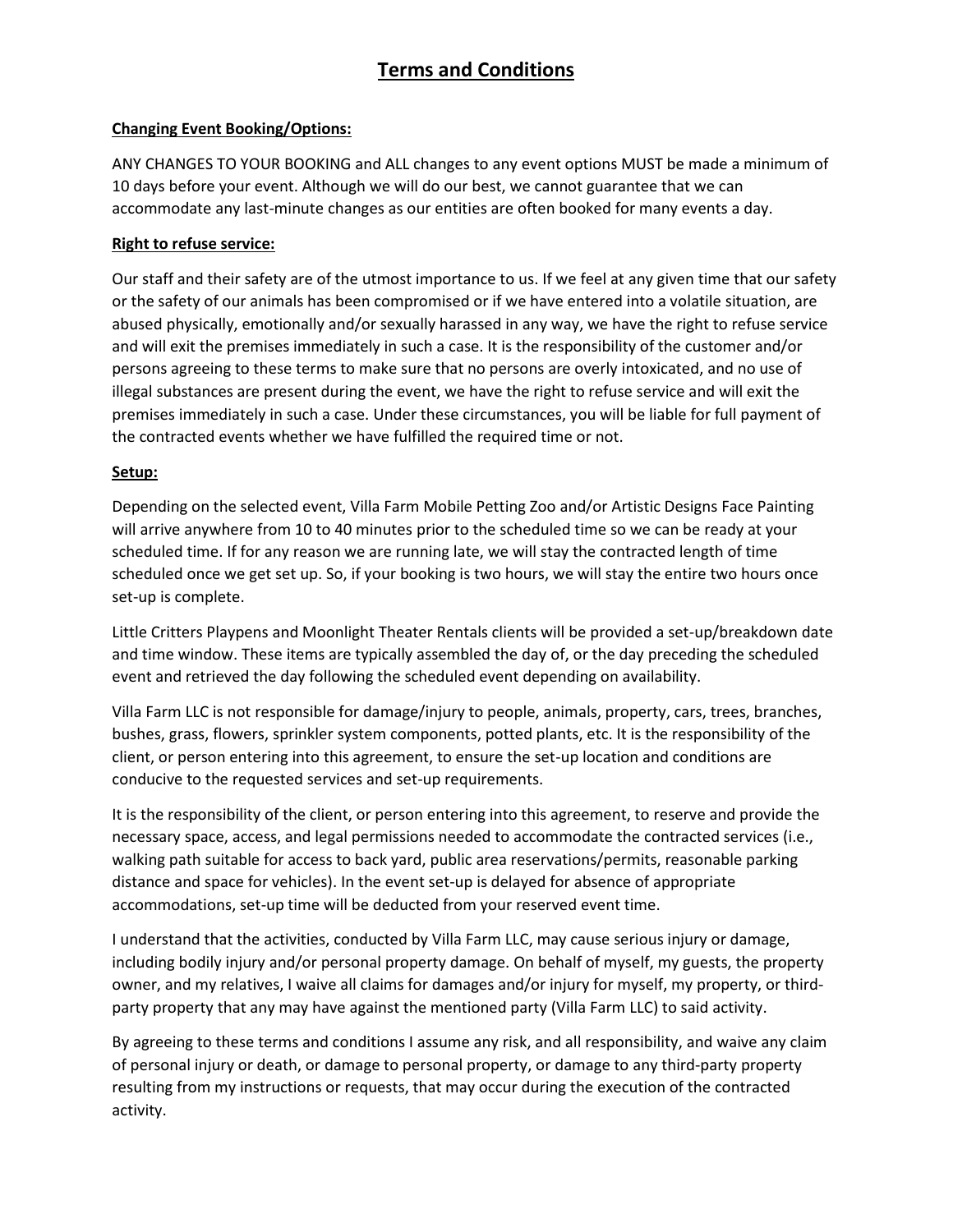# Terms and Conditions

### Changing Event Booking/Options:

ANY CHANGES TO YOUR BOOKING and ALL changes to any event options MUST be made a minimum of 10 days before your event. Although we will do our best, we cannot guarantee that we can accommodate any last-minute changes as our entities are often booked for many events a day.

### Right to refuse service:

Our staff and their safety are of the utmost importance to us. If we feel at any given time that our safety or the safety of our animals has been compromised or if we have entered into a volatile situation, are abused physically, emotionally and/or sexually harassed in any way, we have the right to refuse service and will exit the premises immediately in such a case. It is the responsibility of the customer and/or persons agreeing to these terms to make sure that no persons are overly intoxicated, and no use of illegal substances are present during the event, we have the right to refuse service and will exit the premises immediately in such a case. Under these circumstances, you will be liable for full payment of the contracted events whether we have fulfilled the required time or not.

### Setup:

Depending on the selected event, Villa Farm Mobile Petting Zoo and/or Artistic Designs Face Painting will arrive anywhere from 10 to 40 minutes prior to the scheduled time so we can be ready at your scheduled time. If for any reason we are running late, we will stay the contracted length of time scheduled once we get set up. So, if your booking is two hours, we will stay the entire two hours once set-up is complete.

Little Critters Playpens and Moonlight Theater Rentals clients will be provided a set-up/breakdown date and time window. These items are typically assembled the day of, or the day preceding the scheduled event and retrieved the day following the scheduled event depending on availability.

Villa Farm LLC is not responsible for damage/injury to people, animals, property, cars, trees, branches, bushes, grass, flowers, sprinkler system components, potted plants, etc. It is the responsibility of the client, or person entering into this agreement, to ensure the set-up location and conditions are conducive to the requested services and set-up requirements.

It is the responsibility of the client, or person entering into this agreement, to reserve and provide the necessary space, access, and legal permissions needed to accommodate the contracted services (i.e., walking path suitable for access to back yard, public area reservations/permits, reasonable parking distance and space for vehicles). In the event set-up is delayed for absence of appropriate accommodations, set-up time will be deducted from your reserved event time.

I understand that the activities, conducted by Villa Farm LLC, may cause serious injury or damage, including bodily injury and/or personal property damage. On behalf of myself, my guests, the property owner, and my relatives, I waive all claims for damages and/or injury for myself, my property, or third-party property that any may have against the mentioned party (Villa Farm LLC) to said activity.

By agreeing to these terms and conditions I assume any risk, and all responsibility, and waive any claim of personal injury or death, or damage to personal property, or damage to any third-party property resulting from my instructions or requests, that may occur during the execution of the contracted activity.